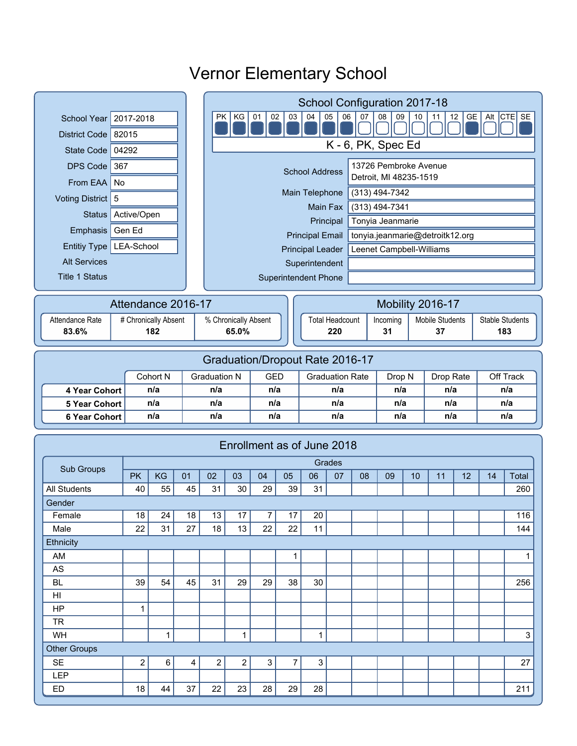# Vernor Elementary School

| | |
|---|---|
| School Year | 2017-2018 |
| District Code | 82015 |
| State Code | 04292 |
| DPS Code | 367 |
| From EAA | No |
| Voting District | 5 |
| Status | Active/Open |
| Emphasis | Gen Ed |
| Entitiy Type | LEA-School |
| Alt Services | |
| Title 1 Status | |

## School Configuration 2017-18

| PK | KG | 01 | 02 | 03 | 04 | 05 | 06 | 07 | 08 | 09 | 10 | 11 | 12 | GE | Alt | CTE | SE |
|---|---|---|---|---|---|---|---|---|---|---|---|---|---|---|---|---|---|
| ■ | ■ | ■ | ■ | ■ | ■ | ■ | ■ | □ | □ | □ | □ | □ | □ | ■ | □ | □ | ■ |

K - 6, PK, Spec Ed

| | |
|---|---|
| School Address | 13726 Pembroke Avenue<br>Detroit, MI 48235-1519 |
| Main Telephone | (313) 494-7342 |
| Main Fax | (313) 494-7341 |
| Principal | Tonyia Jeanmarie |
| Principal Email | tonyia.jeanmarie@detroitk12.org |
| Principal Leader | Leenet Campbell-Williams |
| Superintendent | |
| Superintendent Phone | |

## Attendance 2016-17

| Attendance Rate | # Chronically Absent | % Chronically Absent |
|---|---|---|
| 83.6% | 182 | 65.0% |

## Mobility 2016-17

| Total Headcount | Incoming | Mobile Students | Stable Students |
|---|---|---|---|
| 220 | 31 | 37 | 183 |

## Graduation/Dropout Rate 2016-17

| | Cohort N | Graduation N | GED | Graduation Rate | Drop N | Drop Rate | Off Track |
|---|---|---|---|---|---|---|---|
| 4 Year Cohort | n/a | n/a | n/a | n/a | n/a | n/a | n/a |
| 5 Year Cohort | n/a | n/a | n/a | n/a | n/a | n/a | n/a |
| 6 Year Cohort | n/a | n/a | n/a | n/a | n/a | n/a | n/a |

## Enrollment as of June 2018

| Sub Groups | Grades | | | | | | | | | | | | | | | |
|---|---|---|---|---|---|---|---|---|---|---|---|---|---|---|---|---|
| | PK | KG | 01 | 02 | 03 | 04 | 05 | 06 | 07 | 08 | 09 | 10 | 11 | 12 | 14 | Total |
| All Students | 40 | 55 | 45 | 31 | 30 | 29 | 39 | 31 | | | | | | | | 260 |
| Gender | | | | | | | | | | | | | | | | |
| Female | 18 | 24 | 18 | 13 | 17 | 7 | 17 | 20 | | | | | | | | 116 |
| Male | 22 | 31 | 27 | 18 | 13 | 22 | 22 | 11 | | | | | | | | 144 |
| Ethnicity | | | | | | | | | | | | | | | | |
| AM | | | | | | | 1 | | | | | | | | | 1 |
| AS | | | | | | | | | | | | | | | | |
| BL | 39 | 54 | 45 | 31 | 29 | 29 | 38 | 30 | | | | | | | | 256 |
| HI | | | | | | | | | | | | | | | | |
| HP | 1 | | | | | | | | | | | | | | | |
| TR | | | | | | | | | | | | | | | | |
| WH | | 1 | | | 1 | | | 1 | | | | | | | | 3 |
| Other Groups | | | | | | | | | | | | | | | | |
| SE | 2 | 6 | 4 | 2 | 2 | 3 | 7 | 3 | | | | | | | | 27 |
| LEP | | | | | | | | | | | | | | | | |
| ED | 18 | 44 | 37 | 22 | 23 | 28 | 29 | 28 | | | | | | | | 211 |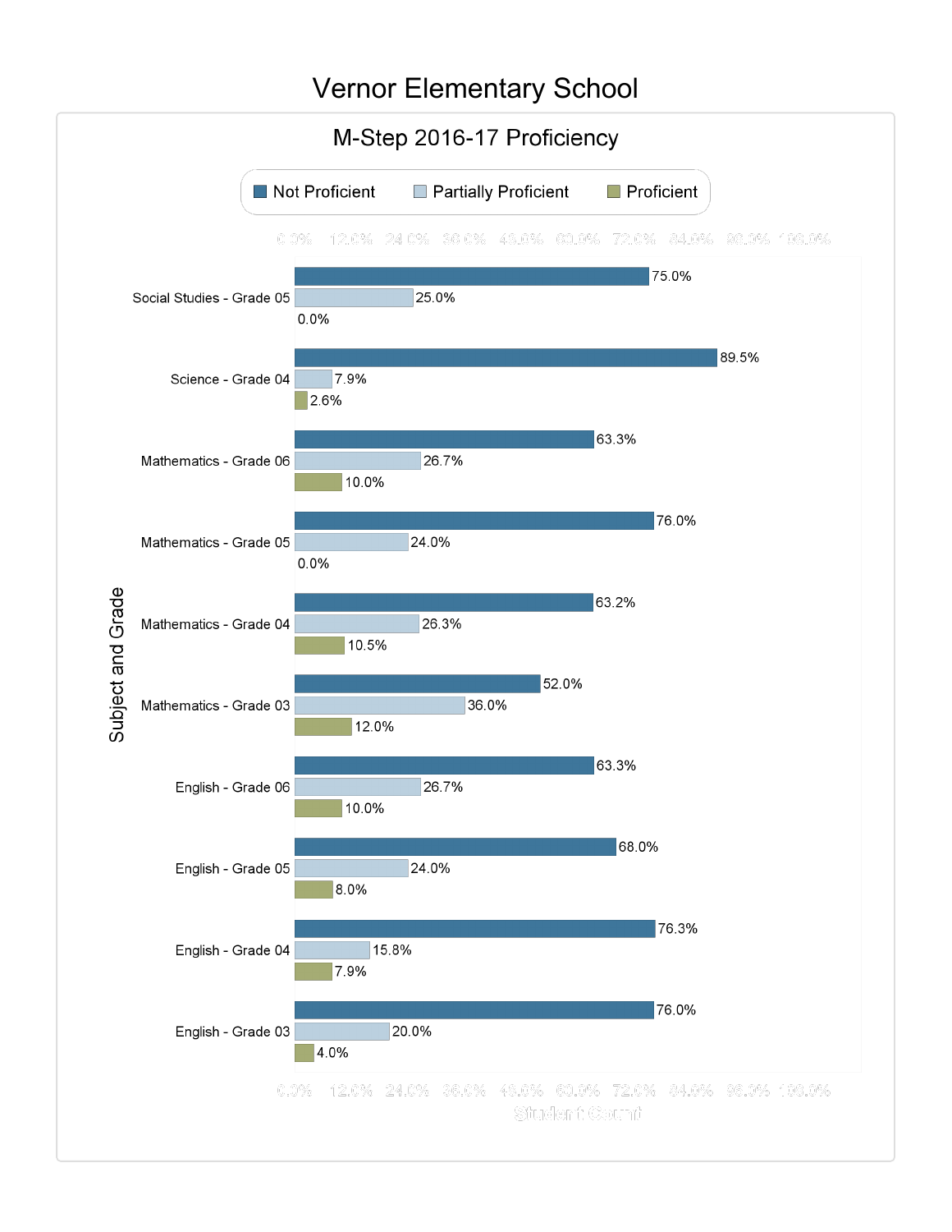# Vernor Elementary School

## M-Step 2016-17 Proficiency

| Subject and Grade | Not Proficient | Partially Proficient | Proficient |
| --- | --- | --- | --- |
| Social Studies - Grade 05 | 75.0% | 25.0% | 0.0% |
| Science - Grade 04 | 89.5% | 7.9% | 2.6% |
| Mathematics - Grade 06 | 63.3% | 26.7% | 10.0% |
| Mathematics - Grade 05 | 76.0% | 24.0% | 0.0% |
| Mathematics - Grade 04 | 63.2% | 26.3% | 10.5% |
| Mathematics - Grade 03 | 52.0% | 36.0% | 12.0% |
| English - Grade 06 | 63.3% | 26.7% | 10.0% |
| English - Grade 05 | 68.0% | 24.0% | 8.0% |
| English - Grade 04 | 76.3% | 15.8% | 7.9% |
| English - Grade 03 | 76.0% | 20.0% | 4.0% |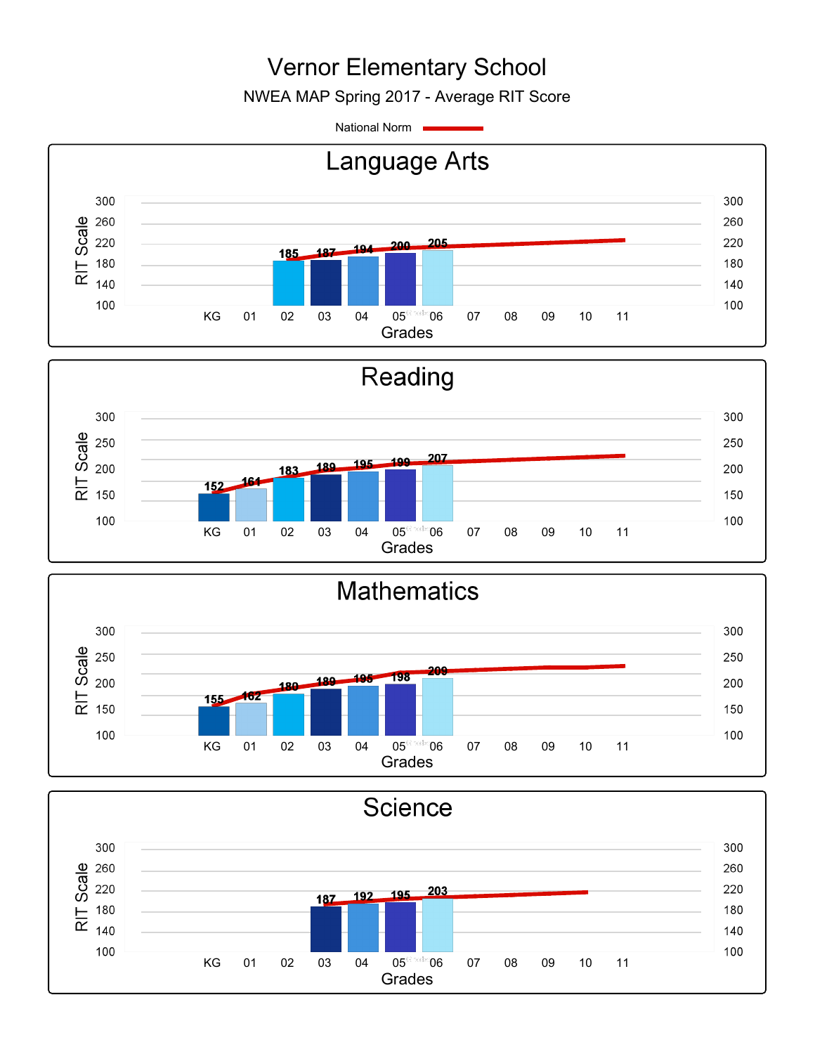# Vernor Elementary School

NWEA MAP Spring 2017 - Average RIT Score

National Norm

## Language Arts

| Grades | KG | 01 | 02 | 03 | 04 | 05 | 06 | 07 | 08 | 09 | 10 | 11 |
|---|---|---|---|---|---|---|---|---|---|---|---|---|
| RIT Scale | | | 185 | 187 | 194 | 200 | 205 | | | | | |

## Reading

| Grades | KG | 01 | 02 | 03 | 04 | 05 | 06 | 07 | 08 | 09 | 10 | 11 |
|---|---|---|---|---|---|---|---|---|---|---|---|---|
| RIT Scale | 152 | 161 | 183 | 189 | 195 | 199 | 207 | | | | | |

## Mathematics

| Grades | KG | 01 | 02 | 03 | 04 | 05 | 06 | 07 | 08 | 09 | 10 | 11 |
|---|---|---|---|---|---|---|---|---|---|---|---|---|
| RIT Scale | 155 | 162 | 180 | 189 | 195 | 198 | 209 | | | | | |

## Science

| Grades | KG | 01 | 02 | 03 | 04 | 05 | 06 | 07 | 08 | 09 | 10 | 11 |
|---|---|---|---|---|---|---|---|---|---|---|---|---|
| RIT Scale | | | | 187 | 192 | 195 | 203 | | | | | |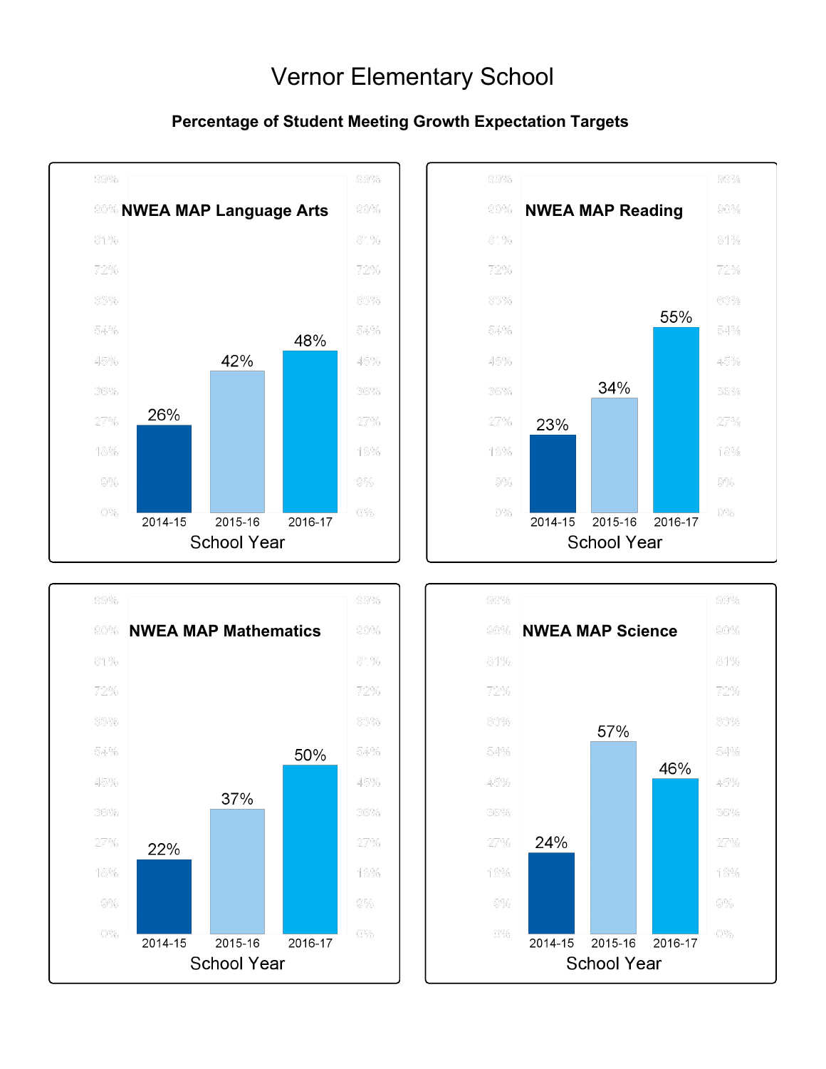# Vernor Elementary School

**Percentage of Student Meeting Growth Expectation Targets**

**NWEA MAP Language Arts**

26%
42%
48%

2014-15
2015-16
2016-17

School Year

**NWEA MAP Reading**

23%
34%
55%

2014-15
2015-16
2016-17

School Year

**NWEA MAP Mathematics**

22%
37%
50%

2014-15
2015-16
2016-17

School Year

**NWEA MAP Science**

24%
57%
46%

2014-15
2015-16
2016-17

School Year